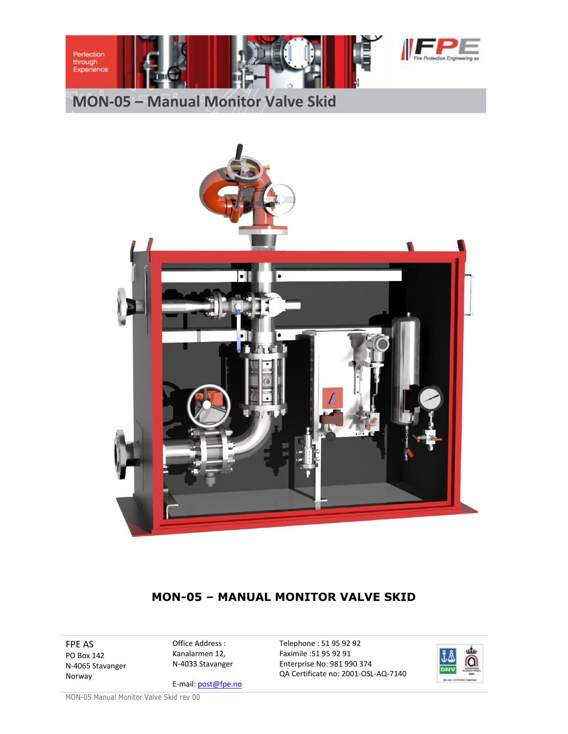# MON-05 – Manual Monitor Valve Skid

**MON-05 – MANUAL MONITOR VALVE SKID**

FPE AS
PO Box 142
N-4065 Stavanger
Norway

Office Address :
Kanalarmen 12,
N-4033 Stavanger

E-mail: post@fpe.no

Telephone : 51 95 92 92
Faximile :51 95 92 91
Enterprise No: 981 990 374
QA Certificate no: 2001-OSL-AQ-7140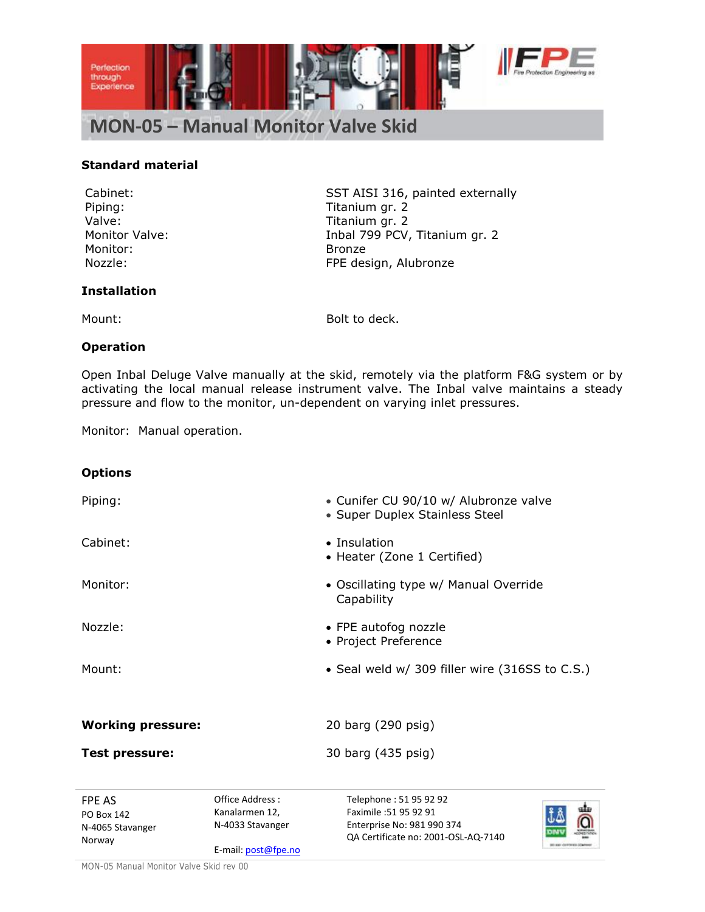# MON-05 – Manual Monitor Valve Skid

### Standard material

| | |
|---|---|
| Cabinet: | SST AISI 316, painted externally |
| Piping: | Titanium gr. 2 |
| Valve: | Titanium gr. 2 |
| Monitor Valve: | Inbal 799 PCV, Titanium gr. 2 |
| Monitor: | Bronze |
| Nozzle: | FPE design, Alubronze |

### Installation

| | |
|---|---|
| Mount: | Bolt to deck. |

### Operation

Open Inbal Deluge Valve manually at the skid, remotely via the platform F&G system or by activating the local manual release instrument valve. The Inbal valve maintains a steady pressure and flow to the monitor, un-dependent on varying inlet pressures.

Monitor: Manual operation.

### Options

| | |
|---|---|
| Piping: | • Cunifer CU 90/10 w/ Alubronze valve<br>• Super Duplex Stainless Steel |
| Cabinet: | • Insulation<br>• Heater (Zone 1 Certified) |
| Monitor: | • Oscillating type w/ Manual Override Capability |
| Nozzle: | • FPE autofog nozzle<br>• Project Preference |
| Mount: | • Seal weld w/ 309 filler wire (316SS to C.S.) |

| | |
|---|---|
| **Working pressure:** | 20 barg (290 psig) |
| **Test pressure:** | 30 barg (435 psig) |

FPE AS
PO Box 142
N-4065 Stavanger
Norway

Office Address :
Kanalarmen 12,
N-4033 Stavanger

E-mail: post@fpe.no

Telephone : 51 95 92 92
Faximile :51 95 92 91
Enterprise No: 981 990 374
QA Certificate no: 2001-OSL-AQ-7140

MON-05 Manual Monitor Valve Skid rev 00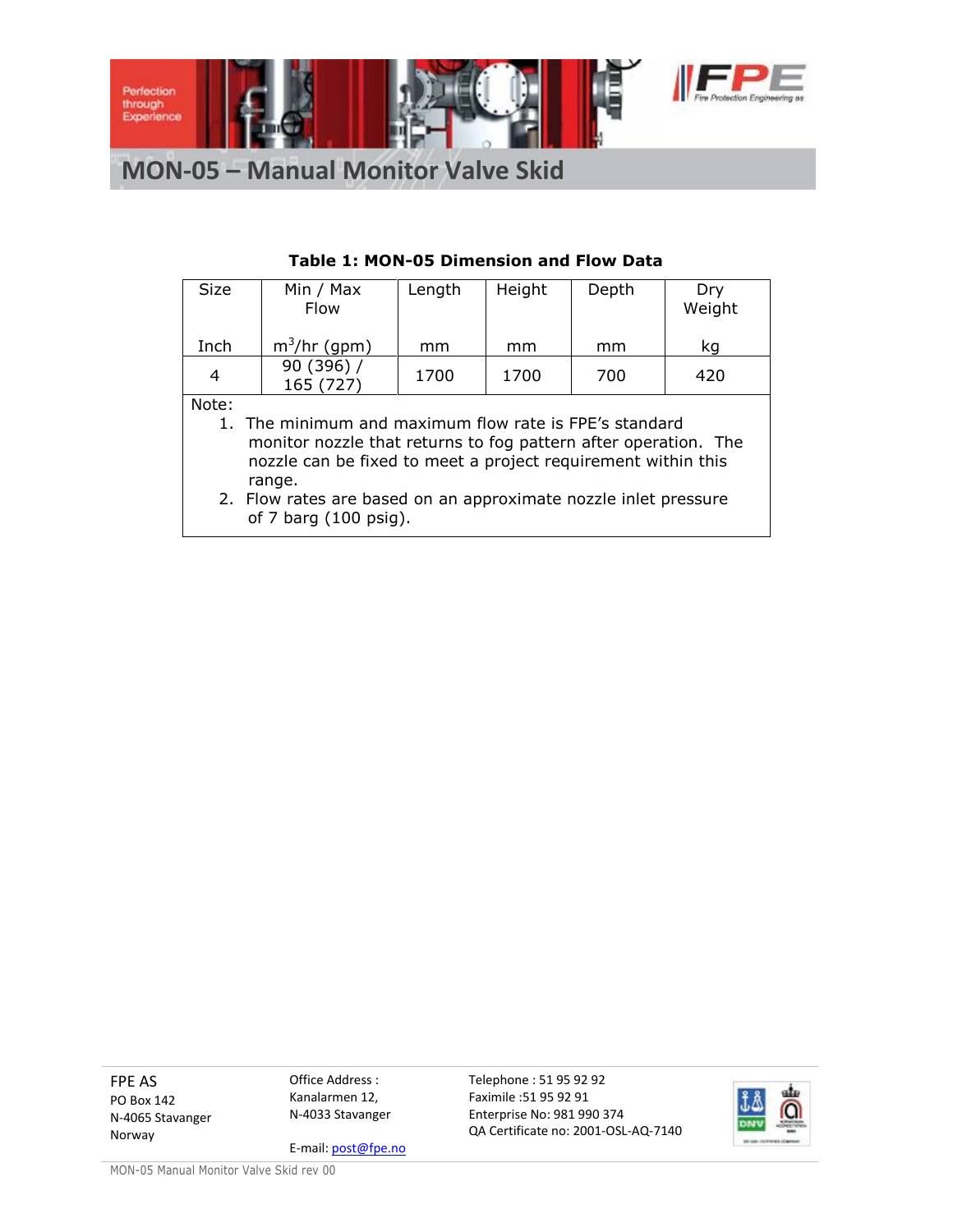# MON-05 – Manual Monitor Valve Skid

**Table 1: MON-05 Dimension and Flow Data**

| Size | Min / Max Flow | Length | Height | Depth | Dry Weight |
|---|---|---|---|---|---|
| Inch | $m^3$/hr (gpm) | mm | mm | mm | kg |
| 4 | 90 (396) / 165 (727) | 1700 | 1700 | 700 | 420 |

Note:

1. The minimum and maximum flow rate is FPE's standard monitor nozzle that returns to fog pattern after operation. The nozzle can be fixed to meet a project requirement within this range.
2. Flow rates are based on an approximate nozzle inlet pressure of 7 barg (100 psig).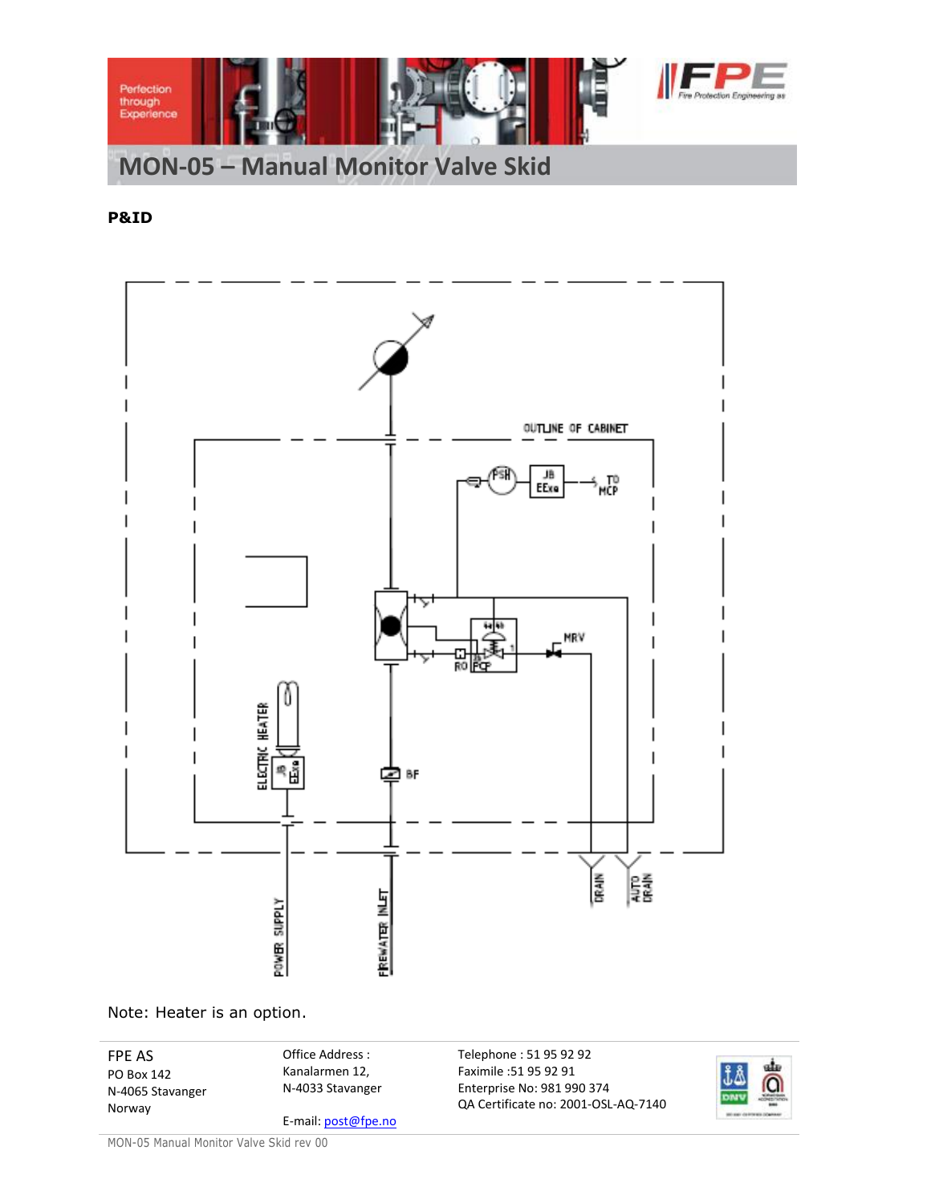# MON-05 – Manual Monitor Valve Skid

**P&ID**

OUTLINE OF CABINET

PSH

JB EExe

TO MCP

MRV

RO

PCP

ELECTRIC HEATER

JB EExe

BF

POWER SUPPLY

FIREWATER INLET

DRAIN

AUTO DRAIN

Note: Heater is an option.

FPE AS
PO Box 142
N-4065 Stavanger
Norway

Office Address :
Kanalarmen 12,
N-4033 Stavanger

E-mail: post@fpe.no

Telephone : 51 95 92 92
Faximile :51 95 92 91
Enterprise No: 981 990 374
QA Certificate no: 2001-OSL-AQ-7140